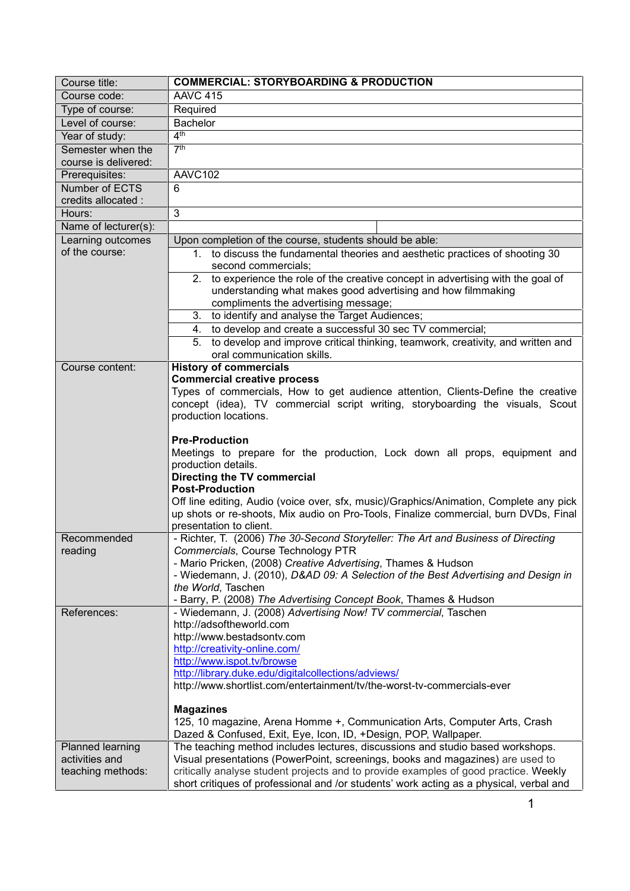| Course title: | **COMMERCIAL: STORYBOARDING & PRODUCTION** |
|---|---|
| Course code: | AAVC 415 |
| Type of course: | Required |
| Level of course: | Bachelor |
| Year of study: | 4th |
| Semester when the course is delivered: | 7th |
| Prerequisites: | AAVC102 |
| Number of ECTS credits allocated : | 6 |
| Hours: | 3 |
| Name of lecturer(s): | |
| Learning outcomes of the course: | Upon completion of the course, students should be able: <br> 1. to discuss the fundamental theories and aesthetic practices of shooting 30 second commercials; <br> 2. to experience the role of the creative concept in advertising with the goal of understanding what makes good advertising and how filmmaking compliments the advertising message; <br> 3. to identify and analyse the Target Audiences; <br> 4. to develop and create a successful 30 sec TV commercial; <br> 5. to develop and improve critical thinking, teamwork, creativity, and written and oral communication skills. |
| Course content: | **History of commercials** <br> **Commercial creative process** <br> Types of commercials, How to get audience attention, Clients-Define the creative concept (idea), TV commercial script writing, storyboarding the visuals, Scout production locations. <br><br> **Pre-Production** <br> Meetings to prepare for the production, Lock down all props, equipment and production details. <br> **Directing the TV commercial** <br> **Post-Production** <br> Off line editing, Audio (voice over, sfx, music)/Graphics/Animation, Complete any pick up shots or re-shoots, Mix audio on Pro-Tools, Finalize commercial, burn DVDs, Final presentation to client. |
| Recommended reading | - Richter, T. (2006) *The 30-Second Storyteller: The Art and Business of Directing Commercials*, Course Technology PTR <br> - Mario Pricken, (2008) *Creative Advertising*, Thames & Hudson <br> - Wiedemann, J. (2010), *D&AD 09: A Selection of the Best Advertising and Design in the World*, Taschen <br> - Barry, P. (2008) *The Advertising Concept Book*, Thames & Hudson |
| References: | - Wiedemann, J. (2008) *Advertising Now! TV commercial*, Taschen <br> http://adsoftheworld.com <br> http://www.bestadsontv.com <br> http://creativity-online.com/ <br> http://www.ispot.tv/browse <br> http://library.duke.edu/digitalcollections/adviews/ <br> http://www.shortlist.com/entertainment/tv/the-worst-tv-commercials-ever <br><br> **Magazines** <br> 125, 10 magazine, Arena Homme +, Communication Arts, Computer Arts, Crash Dazed & Confused, Exit, Eye, Icon, ID, +Design, POP, Wallpaper. |
| Planned learning activities and teaching methods: | The teaching method includes lectures, discussions and studio based workshops. Visual presentations (PowerPoint, screenings, books and magazines) are used to critically analyse student projects and to provide examples of good practice. Weekly short critiques of professional and /or students' work acting as a physical, verbal and |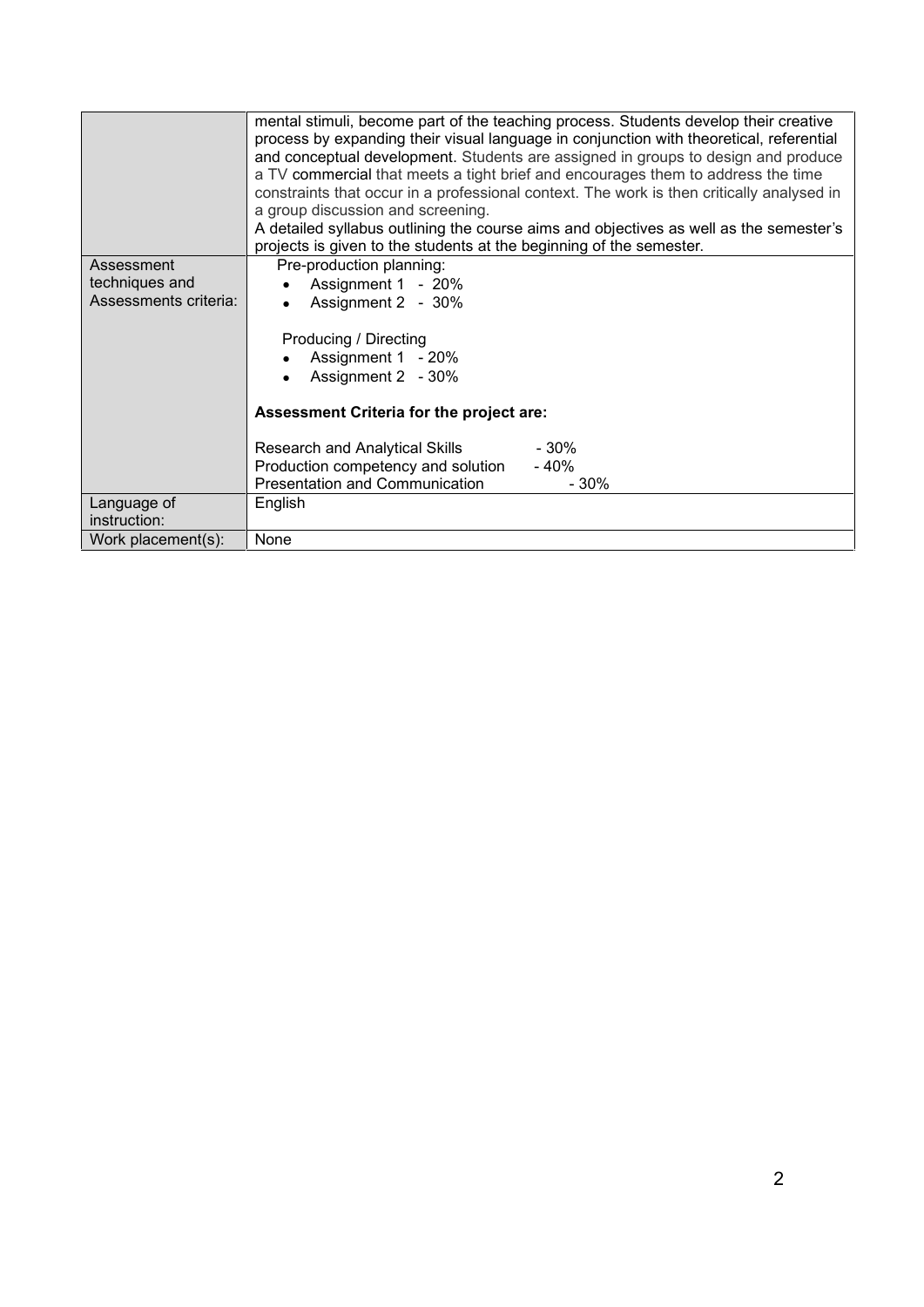| | |
|---|---|
| | mental stimuli, become part of the teaching process. Students develop their creative process by expanding their visual language in conjunction with theoretical, referential and conceptual development. Students are assigned in groups to design and produce a TV commercial that meets a tight brief and encourages them to address the time constraints that occur in a professional context. The work is then critically analysed in a group discussion and screening.<br>A detailed syllabus outlining the course aims and objectives as well as the semester's projects is given to the students at the beginning of the semester. |
| Assessment techniques and Assessments criteria: | Pre-production planning:<br>• Assignment 1 - 20%<br>• Assignment 2 - 30%<br><br>Producing / Directing<br>• Assignment 1 - 20%<br>• Assignment 2 - 30%<br><br>**Assessment Criteria for the project are:**<br><br>Research and Analytical Skills - 30%<br>Production competency and solution - 40%<br>Presentation and Communication - 30% |
| Language of instruction: | English |
| Work placement(s): | None |